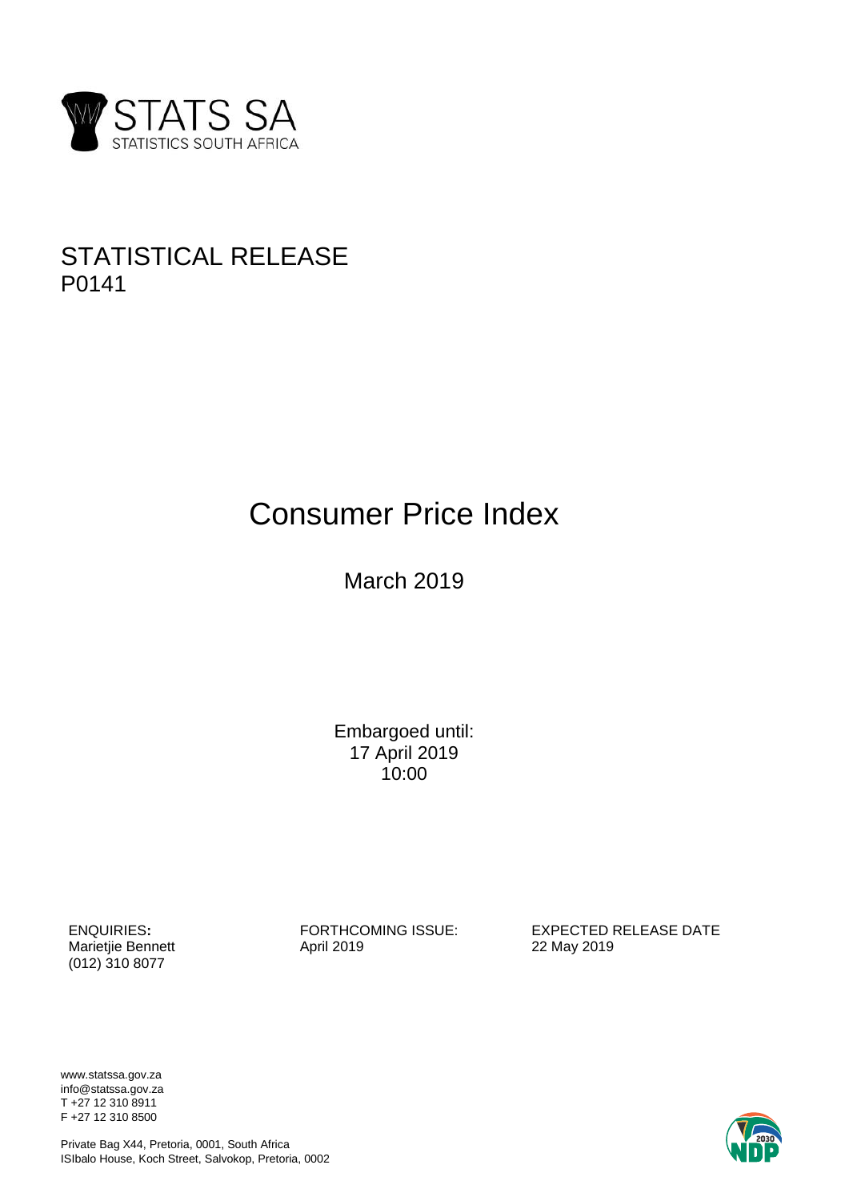STATS SA

STATISTICS SOUTH AFRICA

STATISTICAL RELEASE
P0141

# Consumer Price Index

March 2019

Embargoed until:
17 April 2019
10:00

| ENQUIRIES: | FORTHCOMING ISSUE: | EXPECTED RELEASE DATE |
|---|---|---|
| Marietjie Bennett<br>(012) 310 8077 | April 2019 | 22 May 2019 |

www.statssa.gov.za
info@statssa.gov.za
T +27 12 310 8911
F +27 12 310 8500

Private Bag X44, Pretoria, 0001, South Africa
ISIbalo House, Koch Street, Salvokop, Pretoria, 0002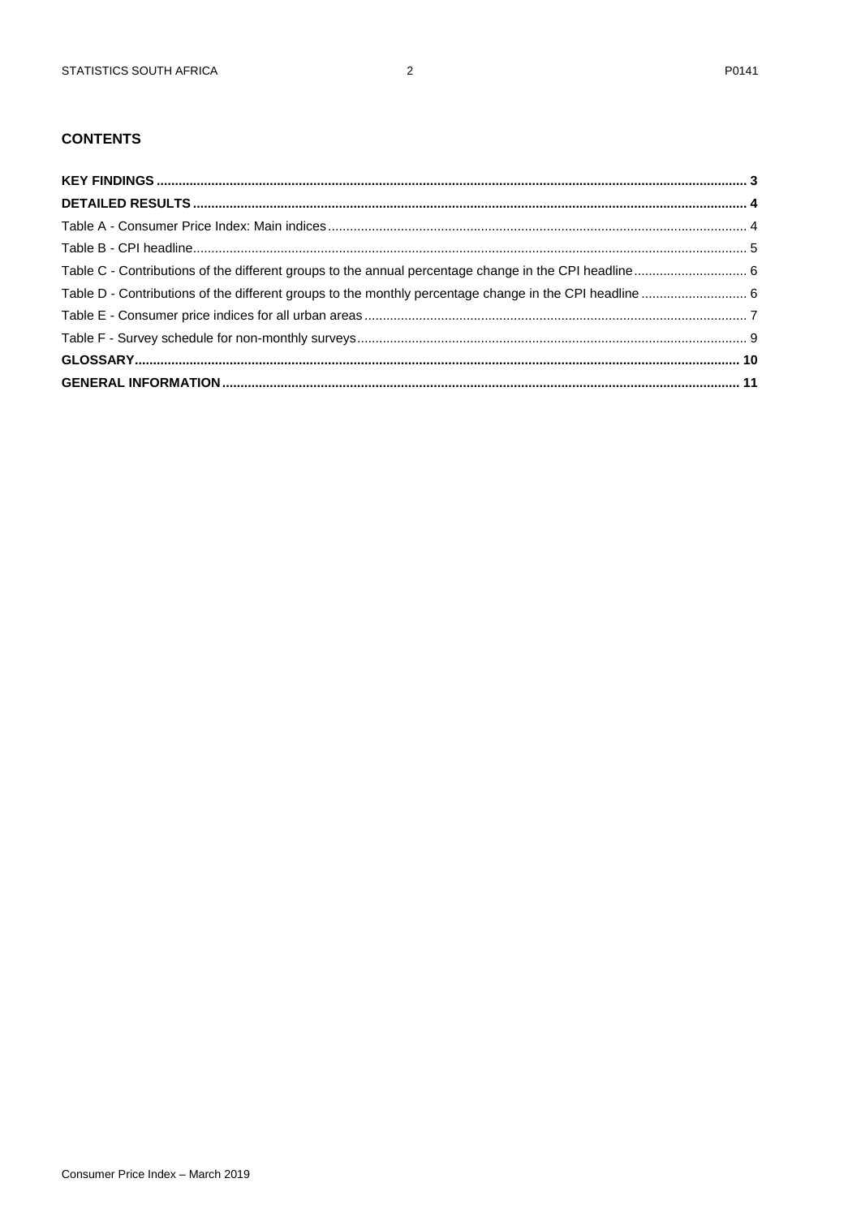## CONTENTS

**KEY FINDINGS** .......... **3**

**DETAILED RESULTS** .......... **4**

Table A - Consumer Price Index: Main indices .......... 4

Table B - CPI headline .......... 5

Table C - Contributions of the different groups to the annual percentage change in the CPI headline .......... 6

Table D - Contributions of the different groups to the monthly percentage change in the CPI headline .......... 6

Table E - Consumer price indices for all urban areas .......... 7

Table F - Survey schedule for non-monthly surveys .......... 9

**GLOSSARY** .......... **10**

**GENERAL INFORMATION** .......... **11**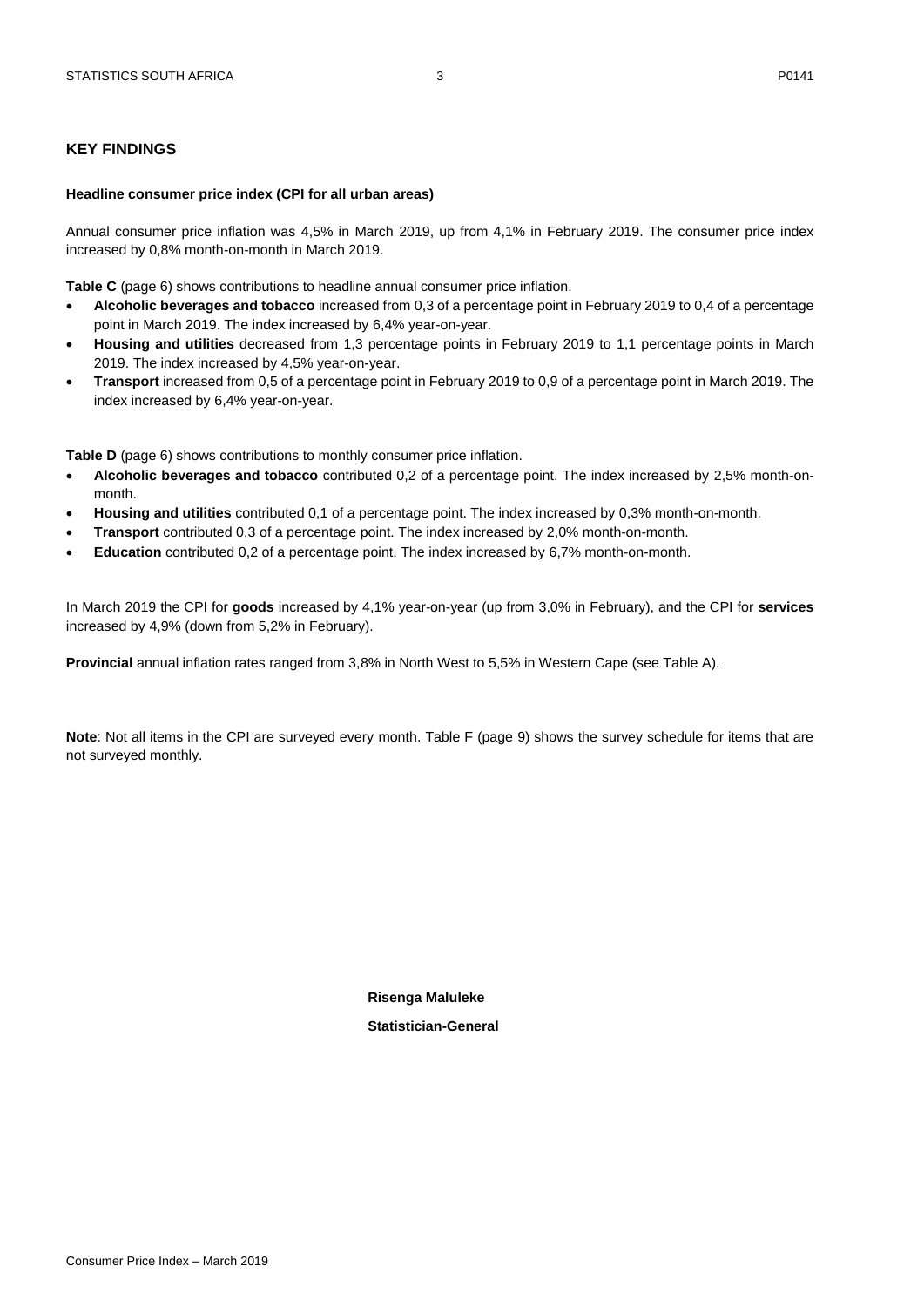## KEY FINDINGS

**Headline consumer price index (CPI for all urban areas)**

Annual consumer price inflation was 4,5% in March 2019, up from 4,1% in February 2019. The consumer price index increased by 0,8% month-on-month in March 2019.

**Table C** (page 6) shows contributions to headline annual consumer price inflation.

- **Alcoholic beverages and tobacco** increased from 0,3 of a percentage point in February 2019 to 0,4 of a percentage point in March 2019. The index increased by 6,4% year-on-year.
- **Housing and utilities** decreased from 1,3 percentage points in February 2019 to 1,1 percentage points in March 2019. The index increased by 4,5% year-on-year.
- **Transport** increased from 0,5 of a percentage point in February 2019 to 0,9 of a percentage point in March 2019. The index increased by 6,4% year-on-year.

**Table D** (page 6) shows contributions to monthly consumer price inflation.

- **Alcoholic beverages and tobacco** contributed 0,2 of a percentage point. The index increased by 2,5% month-on-month.
- **Housing and utilities** contributed 0,1 of a percentage point. The index increased by 0,3% month-on-month.
- **Transport** contributed 0,3 of a percentage point. The index increased by 2,0% month-on-month.
- **Education** contributed 0,2 of a percentage point. The index increased by 6,7% month-on-month.

In March 2019 the CPI for **goods** increased by 4,1% year-on-year (up from 3,0% in February), and the CPI for **services** increased by 4,9% (down from 5,2% in February).

**Provincial** annual inflation rates ranged from 3,8% in North West to 5,5% in Western Cape (see Table A).

**Note**: Not all items in the CPI are surveyed every month. Table F (page 9) shows the survey schedule for items that are not surveyed monthly.

**Risenga Maluleke**

**Statistician-General**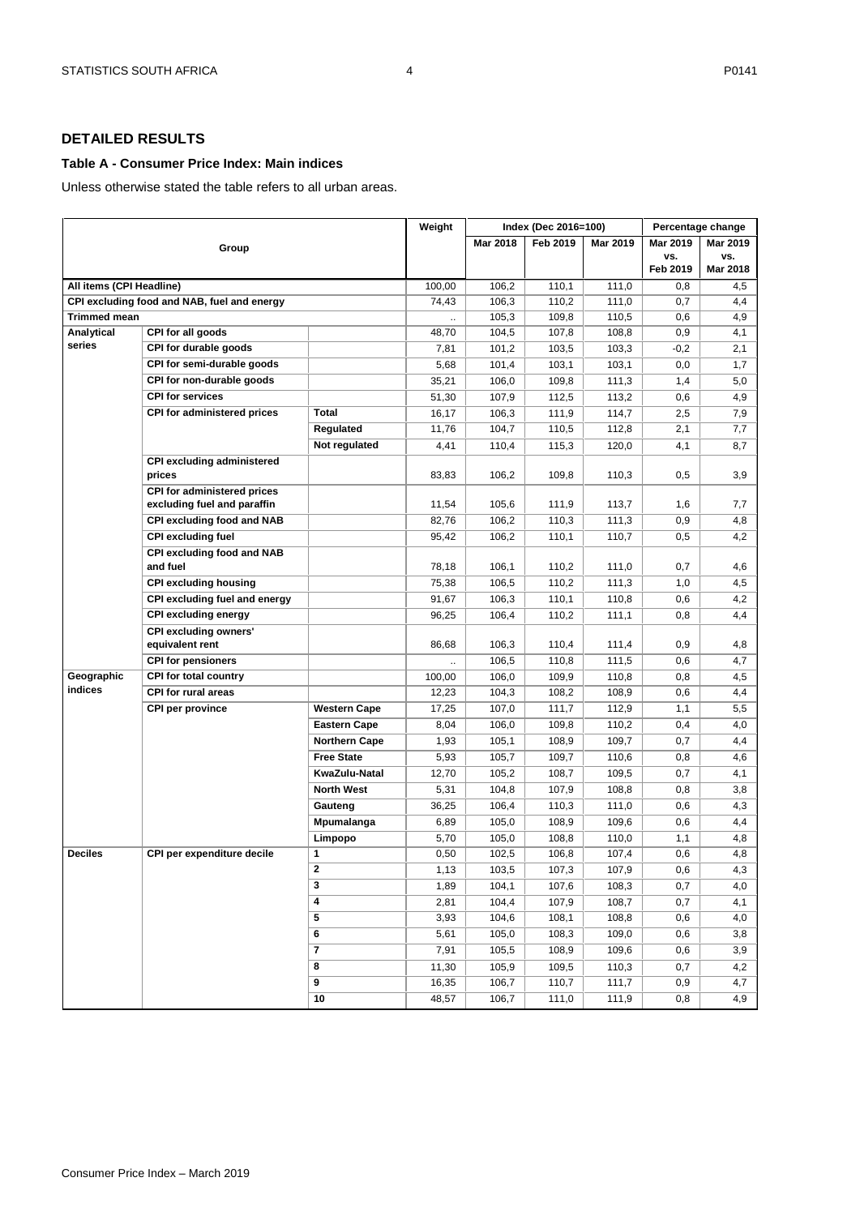## DETAILED RESULTS

### Table A - Consumer Price Index: Main indices

Unless otherwise stated the table refers to all urban areas.

| Group | | | Weight | Index (Dec 2016=100) | | | Percentage change | |
|---|---|---|---|---|---|---|---|---|
| | | | | Mar 2018 | Feb 2019 | Mar 2019 | Mar 2019 vs. Feb 2019 | Mar 2019 vs. Mar 2018 |
| **All items (CPI Headline)** | | | 100,00 | 106,2 | 110,1 | 111,0 | 0,8 | 4,5 |
| **CPI excluding food and NAB, fuel and energy** | | | 74,43 | 106,3 | 110,2 | 111,0 | 0,7 | 4,4 |
| **Trimmed mean** | | | .. | 105,3 | 109,8 | 110,5 | 0,6 | 4,9 |
| **Analytical series** | **CPI for all goods** | | 48,70 | 104,5 | 107,8 | 108,8 | 0,9 | 4,1 |
| | **CPI for durable goods** | | 7,81 | 101,2 | 103,5 | 103,3 | -0,2 | 2,1 |
| | **CPI for semi-durable goods** | | 5,68 | 101,4 | 103,1 | 103,1 | 0,0 | 1,7 |
| | **CPI for non-durable goods** | | 35,21 | 106,0 | 109,8 | 111,3 | 1,4 | 5,0 |
| | **CPI for services** | | 51,30 | 107,9 | 112,5 | 113,2 | 0,6 | 4,9 |
| | **CPI for administered prices** | **Total** | 16,17 | 106,3 | 111,9 | 114,7 | 2,5 | 7,9 |
| | | **Regulated** | 11,76 | 104,7 | 110,5 | 112,8 | 2,1 | 7,7 |
| | | **Not regulated** | 4,41 | 110,4 | 115,3 | 120,0 | 4,1 | 8,7 |
| | **CPI excluding administered prices** | | 83,83 | 106,2 | 109,8 | 110,3 | 0,5 | 3,9 |
| | **CPI for administered prices excluding fuel and paraffin** | | 11,54 | 105,6 | 111,9 | 113,7 | 1,6 | 7,7 |
| | **CPI excluding food and NAB** | | 82,76 | 106,2 | 110,3 | 111,3 | 0,9 | 4,8 |
| | **CPI excluding fuel** | | 95,42 | 106,2 | 110,1 | 110,7 | 0,5 | 4,2 |
| | **CPI excluding food and NAB and fuel** | | 78,18 | 106,1 | 110,2 | 111,0 | 0,7 | 4,6 |
| | **CPI excluding housing** | | 75,38 | 106,5 | 110,2 | 111,3 | 1,0 | 4,5 |
| | **CPI excluding fuel and energy** | | 91,67 | 106,3 | 110,1 | 110,8 | 0,6 | 4,2 |
| | **CPI excluding energy** | | 96,25 | 106,4 | 110,2 | 111,1 | 0,8 | 4,4 |
| | **CPI excluding owners' equivalent rent** | | 86,68 | 106,3 | 110,4 | 111,4 | 0,9 | 4,8 |
| | **CPI for pensioners** | | .. | 106,5 | 110,8 | 111,5 | 0,6 | 4,7 |
| **Geographic indices** | **CPI for total country** | | 100,00 | 106,0 | 109,9 | 110,8 | 0,8 | 4,5 |
| | **CPI for rural areas** | | 12,23 | 104,3 | 108,2 | 108,9 | 0,6 | 4,4 |
| | **CPI per province** | **Western Cape** | 17,25 | 107,0 | 111,7 | 112,9 | 1,1 | 5,5 |
| | | **Eastern Cape** | 8,04 | 106,0 | 109,8 | 110,2 | 0,4 | 4,0 |
| | | **Northern Cape** | 1,93 | 105,1 | 108,9 | 109,7 | 0,7 | 4,4 |
| | | **Free State** | 5,93 | 105,7 | 109,7 | 110,6 | 0,8 | 4,6 |
| | | **KwaZulu-Natal** | 12,70 | 105,2 | 108,7 | 109,5 | 0,7 | 4,1 |
| | | **North West** | 5,31 | 104,8 | 107,9 | 108,8 | 0,8 | 3,8 |
| | | **Gauteng** | 36,25 | 106,4 | 110,3 | 111,0 | 0,6 | 4,3 |
| | | **Mpumalanga** | 6,89 | 105,0 | 108,9 | 109,6 | 0,6 | 4,4 |
| | | **Limpopo** | 5,70 | 105,0 | 108,8 | 110,0 | 1,1 | 4,8 |
| **Deciles** | **CPI per expenditure decile** | **1** | 0,50 | 102,5 | 106,8 | 107,4 | 0,6 | 4,8 |
| | | **2** | 1,13 | 103,5 | 107,3 | 107,9 | 0,6 | 4,3 |
| | | **3** | 1,89 | 104,1 | 107,6 | 108,3 | 0,7 | 4,0 |
| | | **4** | 2,81 | 104,4 | 107,9 | 108,7 | 0,7 | 4,1 |
| | | **5** | 3,93 | 104,6 | 108,1 | 108,8 | 0,6 | 4,0 |
| | | **6** | 5,61 | 105,0 | 108,3 | 109,0 | 0,6 | 3,8 |
| | | **7** | 7,91 | 105,5 | 108,9 | 109,6 | 0,6 | 3,9 |
| | | **8** | 11,30 | 105,9 | 109,5 | 110,3 | 0,7 | 4,2 |
| | | **9** | 16,35 | 106,7 | 110,7 | 111,7 | 0,9 | 4,7 |
| | | **10** | 48,57 | 106,7 | 111,0 | 111,9 | 0,8 | 4,9 |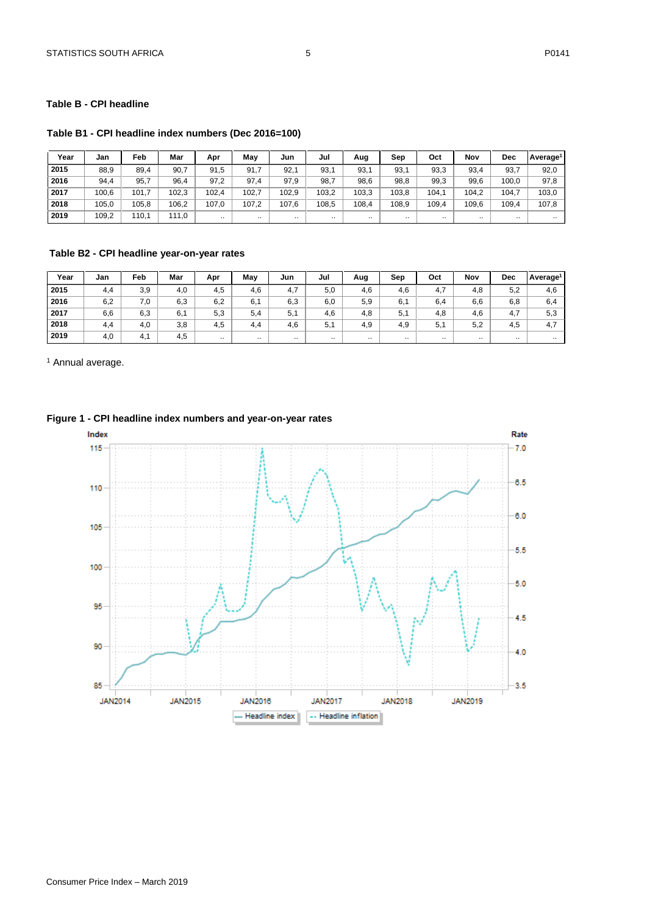## Table B - CPI headline

### Table B1 - CPI headline index numbers (Dec 2016=100)

| Year | Jan | Feb | Mar | Apr | May | Jun | Jul | Aug | Sep | Oct | Nov | Dec | Average[1] |
|---|---|---|---|---|---|---|---|---|---|---|---|---|---|
| 2015 | 88,9 | 89,4 | 90,7 | 91,5 | 91,7 | 92,1 | 93,1 | 93,1 | 93,1 | 93,3 | 93,4 | 93,7 | 92,0 |
| 2016 | 94,4 | 95,7 | 96,4 | 97,2 | 97,4 | 97,9 | 98,7 | 98,6 | 98,8 | 99,3 | 99,6 | 100,0 | 97,8 |
| 2017 | 100,6 | 101,7 | 102,3 | 102,4 | 102,7 | 102,9 | 103,2 | 103,3 | 103,8 | 104,1 | 104,2 | 104,7 | 103,0 |
| 2018 | 105,0 | 105,8 | 106,2 | 107,0 | 107,2 | 107,6 | 108,5 | 108,4 | 108,9 | 109,4 | 109,6 | 109,4 | 107,8 |
| 2019 | 109,2 | 110,1 | 111,0 | .. | .. | .. | .. | .. | .. | .. | .. | .. | .. |

### Table B2 - CPI headline year-on-year rates

| Year | Jan | Feb | Mar | Apr | May | Jun | Jul | Aug | Sep | Oct | Nov | Dec | Average[1] |
|---|---|---|---|---|---|---|---|---|---|---|---|---|---|
| 2015 | 4,4 | 3,9 | 4,0 | 4,5 | 4,6 | 4,7 | 5,0 | 4,6 | 4,6 | 4,7 | 4,8 | 5,2 | 4,6 |
| 2016 | 6,2 | 7,0 | 6,3 | 6,2 | 6,1 | 6,3 | 6,0 | 5,9 | 6,1 | 6,4 | 6,6 | 6,8 | 6,4 |
| 2017 | 6,6 | 6,3 | 6,1 | 5,3 | 5,4 | 5,1 | 4,6 | 4,8 | 5,1 | 4,8 | 4,6 | 4,7 | 5,3 |
| 2018 | 4,4 | 4,0 | 3,8 | 4,5 | 4,4 | 4,6 | 5,1 | 4,9 | 4,9 | 5,1 | 5,2 | 4,5 | 4,7 |
| 2019 | 4,0 | 4,1 | 4,5 | .. | .. | .. | .. | .. | .. | .. | .. | .. | .. |

[1] Annual average.

### Figure 1 - CPI headline index numbers and year-on-year rates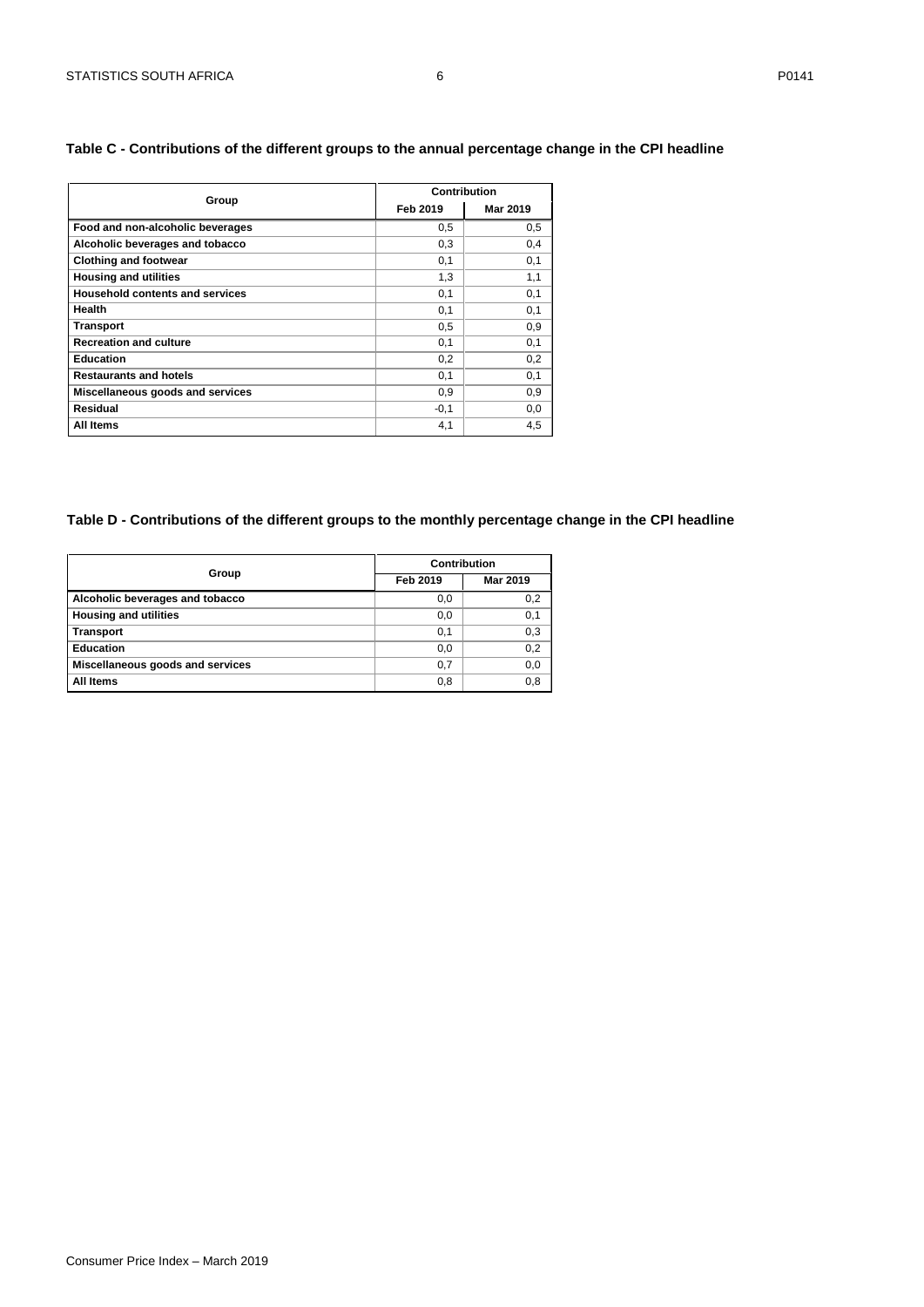**Table C - Contributions of the different groups to the annual percentage change in the CPI headline**

| Group | Contribution | |
|---|---|---|
| | Feb 2019 | Mar 2019 |
| **Food and non-alcoholic beverages** | 0,5 | 0,5 |
| **Alcoholic beverages and tobacco** | 0,3 | 0,4 |
| **Clothing and footwear** | 0,1 | 0,1 |
| **Housing and utilities** | 1,3 | 1,1 |
| **Household contents and services** | 0,1 | 0,1 |
| **Health** | 0,1 | 0,1 |
| **Transport** | 0,5 | 0,9 |
| **Recreation and culture** | 0,1 | 0,1 |
| **Education** | 0,2 | 0,2 |
| **Restaurants and hotels** | 0,1 | 0,1 |
| **Miscellaneous goods and services** | 0,9 | 0,9 |
| **Residual** | -0,1 | 0,0 |
| **All Items** | 4,1 | 4,5 |

**Table D - Contributions of the different groups to the monthly percentage change in the CPI headline**

| Group | Contribution | |
|---|---|---|
| | Feb 2019 | Mar 2019 |
| **Alcoholic beverages and tobacco** | 0,0 | 0,2 |
| **Housing and utilities** | 0,0 | 0,1 |
| **Transport** | 0,1 | 0,3 |
| **Education** | 0,0 | 0,2 |
| **Miscellaneous goods and services** | 0,7 | 0,0 |
| **All Items** | 0,8 | 0,8 |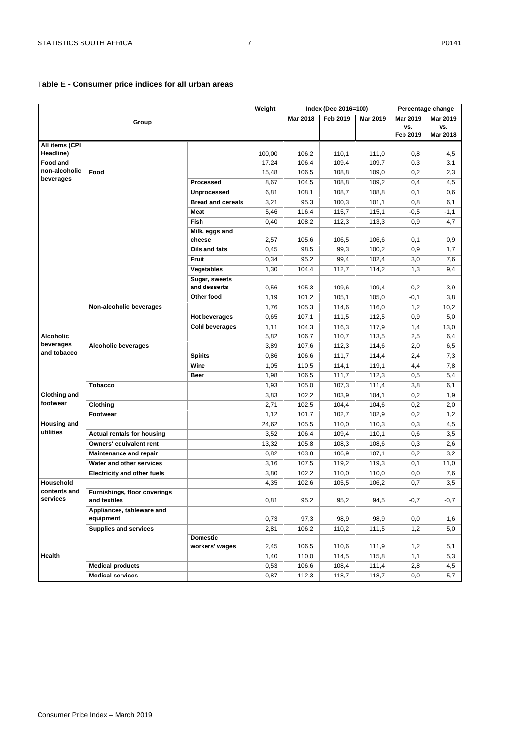## Table E - Consumer price indices for all urban areas

| Group | | | Weight | Index (Dec 2016=100) | | | Percentage change | |
|---|---|---|---|---|---|---|---|---|
| | | | | Mar 2018 | Feb 2019 | Mar 2019 | Mar 2019 vs. Feb 2019 | Mar 2019 vs. Mar 2018 |
| **All items (CPI Headline)** | | | 100,00 | 106,2 | 110,1 | 111,0 | 0,8 | 4,5 |
| **Food and non-alcoholic beverages** | | | 17,24 | 106,4 | 109,4 | 109,7 | 0,3 | 3,1 |
| | **Food** | | 15,48 | 106,5 | 108,8 | 109,0 | 0,2 | 2,3 |
| | | **Processed** | 8,67 | 104,5 | 108,8 | 109,2 | 0,4 | 4,5 |
| | | **Unprocessed** | 6,81 | 108,1 | 108,7 | 108,8 | 0,1 | 0,6 |
| | | **Bread and cereals** | 3,21 | 95,3 | 100,3 | 101,1 | 0,8 | 6,1 |
| | | **Meat** | 5,46 | 116,4 | 115,7 | 115,1 | -0,5 | -1,1 |
| | | **Fish** | 0,40 | 108,2 | 112,3 | 113,3 | 0,9 | 4,7 |
| | | **Milk, eggs and cheese** | 2,57 | 105,6 | 106,5 | 106,6 | 0,1 | 0,9 |
| | | **Oils and fats** | 0,45 | 98,5 | 99,3 | 100,2 | 0,9 | 1,7 |
| | | **Fruit** | 0,34 | 95,2 | 99,4 | 102,4 | 3,0 | 7,6 |
| | | **Vegetables** | 1,30 | 104,4 | 112,7 | 114,2 | 1,3 | 9,4 |
| | | **Sugar, sweets and desserts** | 0,56 | 105,3 | 109,6 | 109,4 | -0,2 | 3,9 |
| | | **Other food** | 1,19 | 101,2 | 105,1 | 105,0 | -0,1 | 3,8 |
| | **Non-alcoholic beverages** | | 1,76 | 105,3 | 114,6 | 116,0 | 1,2 | 10,2 |
| | | **Hot beverages** | 0,65 | 107,1 | 111,5 | 112,5 | 0,9 | 5,0 |
| | | **Cold beverages** | 1,11 | 104,3 | 116,3 | 117,9 | 1,4 | 13,0 |
| **Alcoholic beverages and tobacco** | | | 5,82 | 106,7 | 110,7 | 113,5 | 2,5 | 6,4 |
| | **Alcoholic beverages** | | 3,89 | 107,6 | 112,3 | 114,6 | 2,0 | 6,5 |
| | | **Spirits** | 0,86 | 106,6 | 111,7 | 114,4 | 2,4 | 7,3 |
| | | **Wine** | 1,05 | 110,5 | 114,1 | 119,1 | 4,4 | 7,8 |
| | | **Beer** | 1,98 | 106,5 | 111,7 | 112,3 | 0,5 | 5,4 |
| | **Tobacco** | | 1,93 | 105,0 | 107,3 | 111,4 | 3,8 | 6,1 |
| **Clothing and footwear** | | | 3,83 | 102,2 | 103,9 | 104,1 | 0,2 | 1,9 |
| | **Clothing** | | 2,71 | 102,5 | 104,4 | 104,6 | 0,2 | 2,0 |
| | **Footwear** | | 1,12 | 101,7 | 102,7 | 102,9 | 0,2 | 1,2 |
| **Housing and utilities** | | | 24,62 | 105,5 | 110,0 | 110,3 | 0,3 | 4,5 |
| | **Actual rentals for housing** | | 3,52 | 106,4 | 109,4 | 110,1 | 0,6 | 3,5 |
| | **Owners' equivalent rent** | | 13,32 | 105,8 | 108,3 | 108,6 | 0,3 | 2,6 |
| | **Maintenance and repair** | | 0,82 | 103,8 | 106,9 | 107,1 | 0,2 | 3,2 |
| | **Water and other services** | | 3,16 | 107,5 | 119,2 | 119,3 | 0,1 | 11,0 |
| | **Electricity and other fuels** | | 3,80 | 102,2 | 110,0 | 110,0 | 0,0 | 7,6 |
| **Household contents and services** | | | 4,35 | 102,6 | 105,5 | 106,2 | 0,7 | 3,5 |
| | **Furnishings, floor coverings and textiles** | | 0,81 | 95,2 | 95,2 | 94,5 | -0,7 | -0,7 |
| | **Appliances, tableware and equipment** | | 0,73 | 97,3 | 98,9 | 98,9 | 0,0 | 1,6 |
| | **Supplies and services** | | 2,81 | 106,2 | 110,2 | 111,5 | 1,2 | 5,0 |
| | | **Domestic workers' wages** | 2,45 | 106,5 | 110,6 | 111,9 | 1,2 | 5,1 |
| **Health** | | | 1,40 | 110,0 | 114,5 | 115,8 | 1,1 | 5,3 |
| | **Medical products** | | 0,53 | 106,6 | 108,4 | 111,4 | 2,8 | 4,5 |
| | **Medical services** | | 0,87 | 112,3 | 118,7 | 118,7 | 0,0 | 5,7 |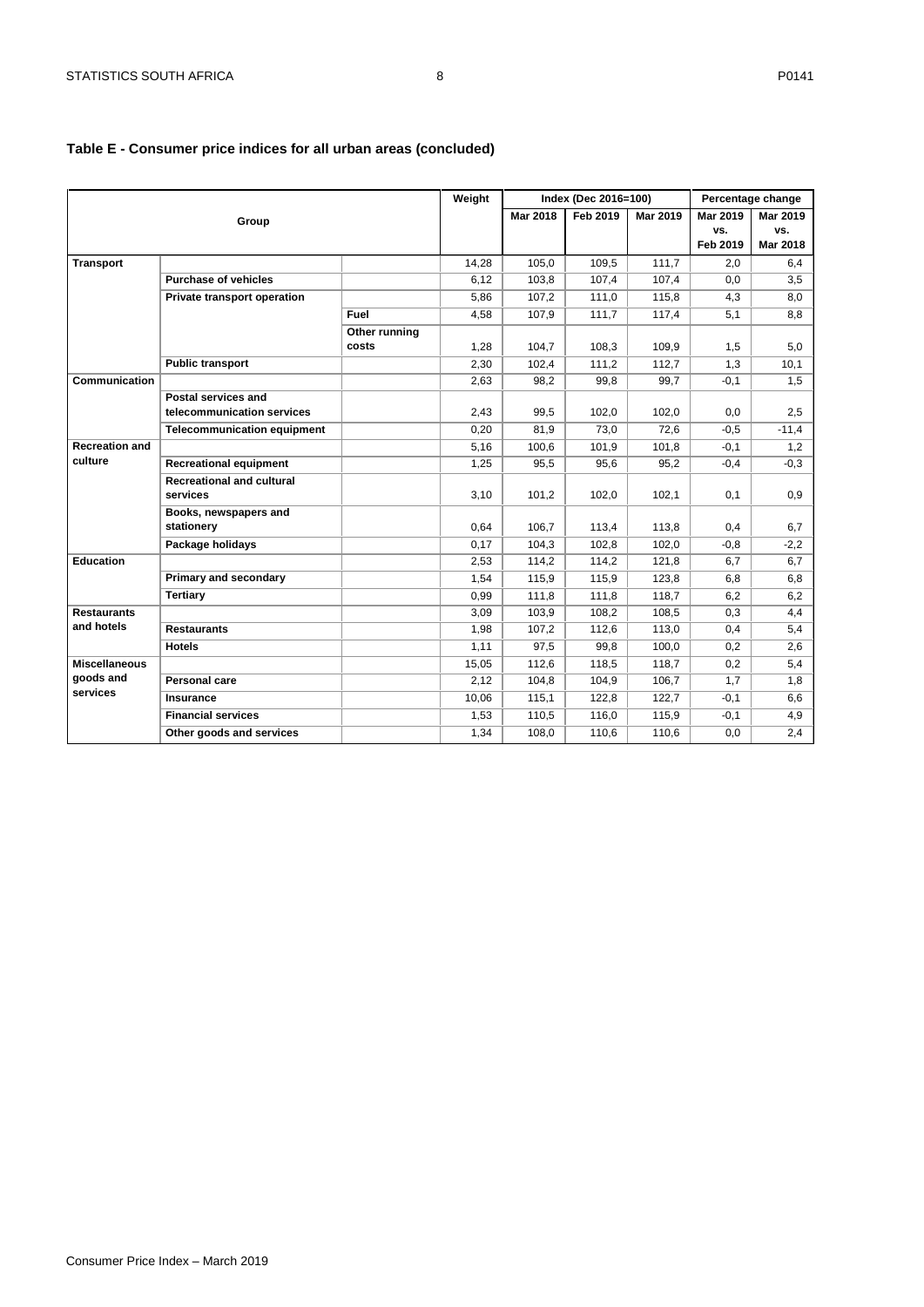## Table E - Consumer price indices for all urban areas (concluded)

| Group | | | Weight | Index (Dec 2016=100) | | | Percentage change | |
|---|---|---|---|---|---|---|---|---|
| | | | | Mar 2018 | Feb 2019 | Mar 2019 | Mar 2019 vs. Feb 2019 | Mar 2019 vs. Mar 2018 |
| **Transport** | | | 14,28 | 105,0 | 109,5 | 111,7 | 2,0 | 6,4 |
| | **Purchase of vehicles** | | 6,12 | 103,8 | 107,4 | 107,4 | 0,0 | 3,5 |
| | **Private transport operation** | | 5,86 | 107,2 | 111,0 | 115,8 | 4,3 | 8,0 |
| | | **Fuel** | 4,58 | 107,9 | 111,7 | 117,4 | 5,1 | 8,8 |
| | | **Other running costs** | 1,28 | 104,7 | 108,3 | 109,9 | 1,5 | 5,0 |
| | **Public transport** | | 2,30 | 102,4 | 111,2 | 112,7 | 1,3 | 10,1 |
| **Communication** | | | 2,63 | 98,2 | 99,8 | 99,7 | -0,1 | 1,5 |
| | **Postal services and telecommunication services** | | 2,43 | 99,5 | 102,0 | 102,0 | 0,0 | 2,5 |
| | **Telecommunication equipment** | | 0,20 | 81,9 | 73,0 | 72,6 | -0,5 | -11,4 |
| **Recreation and culture** | | | 5,16 | 100,6 | 101,9 | 101,8 | -0,1 | 1,2 |
| | **Recreational equipment** | | 1,25 | 95,5 | 95,6 | 95,2 | -0,4 | -0,3 |
| | **Recreational and cultural services** | | 3,10 | 101,2 | 102,0 | 102,1 | 0,1 | 0,9 |
| | **Books, newspapers and stationery** | | 0,64 | 106,7 | 113,4 | 113,8 | 0,4 | 6,7 |
| | **Package holidays** | | 0,17 | 104,3 | 102,8 | 102,0 | -0,8 | -2,2 |
| **Education** | | | 2,53 | 114,2 | 114,2 | 121,8 | 6,7 | 6,7 |
| | **Primary and secondary** | | 1,54 | 115,9 | 115,9 | 123,8 | 6,8 | 6,8 |
| | **Tertiary** | | 0,99 | 111,8 | 111,8 | 118,7 | 6,2 | 6,2 |
| **Restaurants and hotels** | | | 3,09 | 103,9 | 108,2 | 108,5 | 0,3 | 4,4 |
| | **Restaurants** | | 1,98 | 107,2 | 112,6 | 113,0 | 0,4 | 5,4 |
| | **Hotels** | | 1,11 | 97,5 | 99,8 | 100,0 | 0,2 | 2,6 |
| **Miscellaneous goods and services** | | | 15,05 | 112,6 | 118,5 | 118,7 | 0,2 | 5,4 |
| | **Personal care** | | 2,12 | 104,8 | 104,9 | 106,7 | 1,7 | 1,8 |
| | **Insurance** | | 10,06 | 115,1 | 122,8 | 122,7 | -0,1 | 6,6 |
| | **Financial services** | | 1,53 | 110,5 | 116,0 | 115,9 | -0,1 | 4,9 |
| | **Other goods and services** | | 1,34 | 108,0 | 110,6 | 110,6 | 0,0 | 2,4 |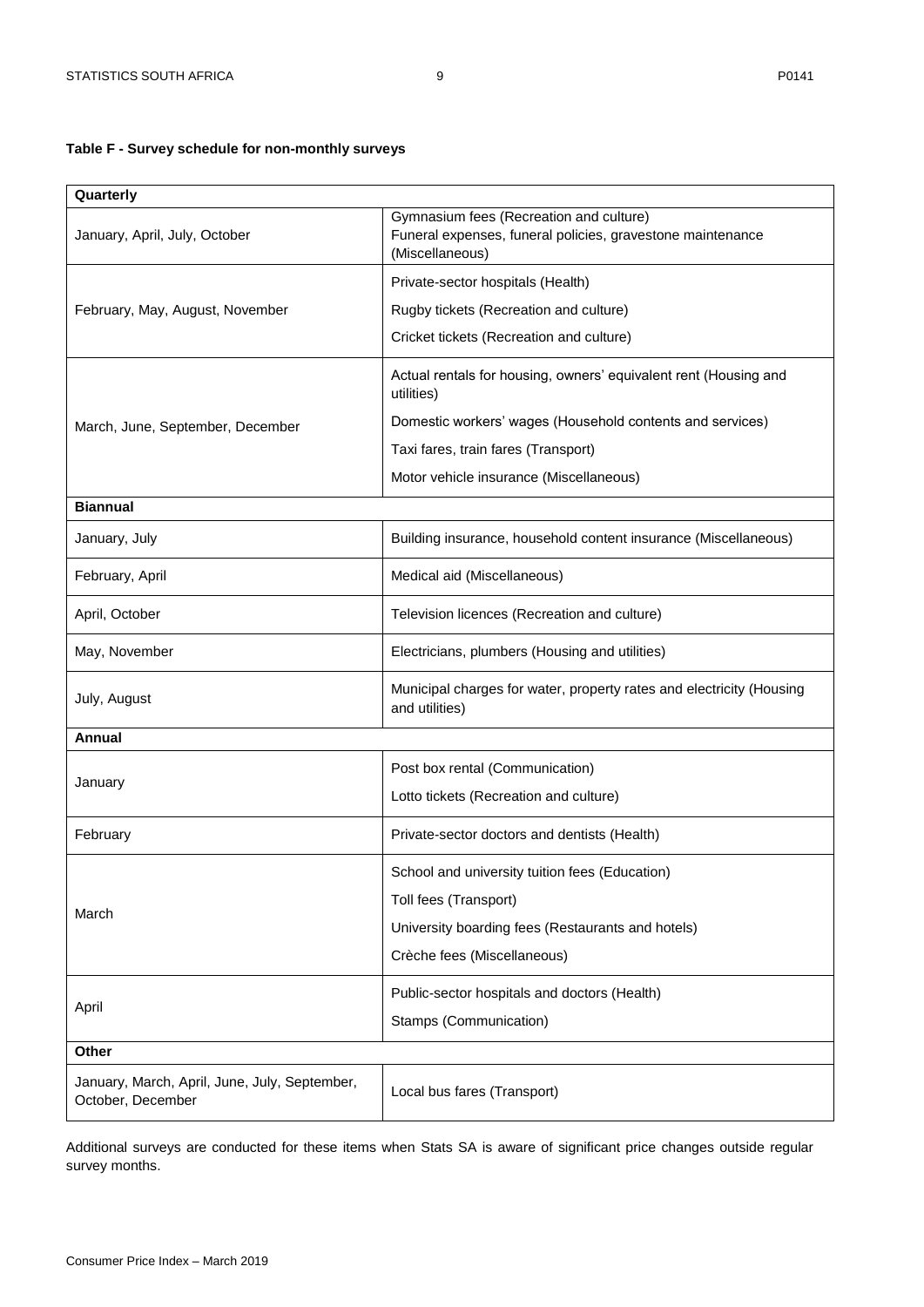**Table F - Survey schedule for non-monthly surveys**

| **Quarterly** | |
|---|---|
| January, April, July, October | Gymnasium fees (Recreation and culture)<br>Funeral expenses, funeral policies, gravestone maintenance (Miscellaneous) |
| February, May, August, November | Private-sector hospitals (Health)<br>Rugby tickets (Recreation and culture)<br>Cricket tickets (Recreation and culture) |
| March, June, September, December | Actual rentals for housing, owners' equivalent rent (Housing and utilities)<br>Domestic workers' wages (Household contents and services)<br>Taxi fares, train fares (Transport)<br>Motor vehicle insurance (Miscellaneous) |
| **Biannual** | |
| January, July | Building insurance, household content insurance (Miscellaneous) |
| February, April | Medical aid (Miscellaneous) |
| April, October | Television licences (Recreation and culture) |
| May, November | Electricians, plumbers (Housing and utilities) |
| July, August | Municipal charges for water, property rates and electricity (Housing and utilities) |
| **Annual** | |
| January | Post box rental (Communication)<br>Lotto tickets (Recreation and culture) |
| February | Private-sector doctors and dentists (Health) |
| March | School and university tuition fees (Education)<br>Toll fees (Transport)<br>University boarding fees (Restaurants and hotels)<br>Crèche fees (Miscellaneous) |
| April | Public-sector hospitals and doctors (Health)<br>Stamps (Communication) |
| **Other** | |
| January, March, April, June, July, September, October, December | Local bus fares (Transport) |

Additional surveys are conducted for these items when Stats SA is aware of significant price changes outside regular survey months.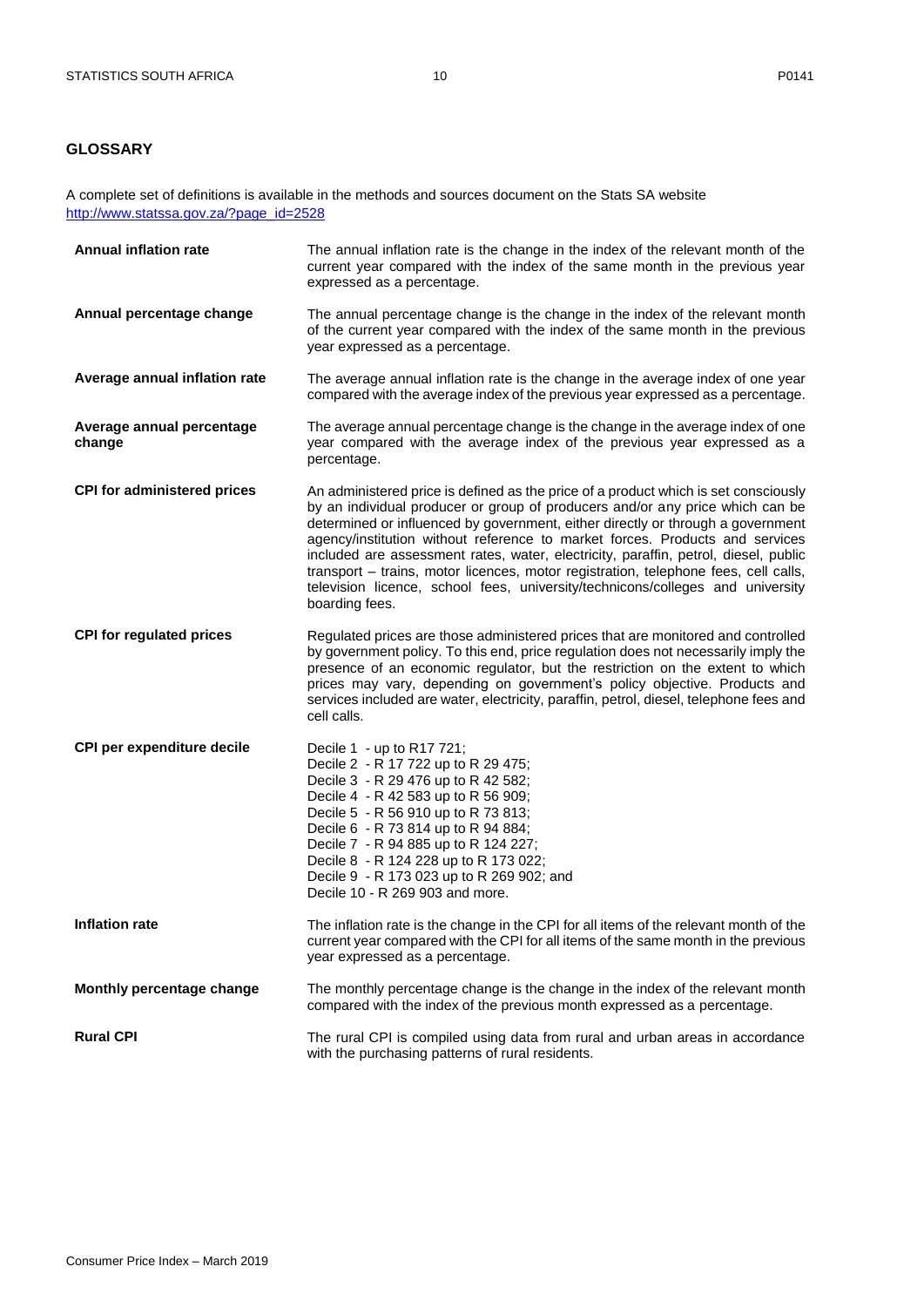## GLOSSARY

A complete set of definitions is available in the methods and sources document on the Stats SA website [http://www.statssa.gov.za/?page_id=2528](http://www.statssa.gov.za/?page_id=2528)

**Annual inflation rate**
The annual inflation rate is the change in the index of the relevant month of the current year compared with the index of the same month in the previous year expressed as a percentage.

**Annual percentage change**
The annual percentage change is the change in the index of the relevant month of the current year compared with the index of the same month in the previous year expressed as a percentage.

**Average annual inflation rate**
The average annual inflation rate is the change in the average index of one year compared with the average index of the previous year expressed as a percentage.

**Average annual percentage change**
The average annual percentage change is the change in the average index of one year compared with the average index of the previous year expressed as a percentage.

**CPI for administered prices**
An administered price is defined as the price of a product which is set consciously by an individual producer or group of producers and/or any price which can be determined or influenced by government, either directly or through a government agency/institution without reference to market forces. Products and services included are assessment rates, water, electricity, paraffin, petrol, diesel, public transport – trains, motor licences, motor registration, telephone fees, cell calls, television licence, school fees, university/technicons/colleges and university boarding fees.

**CPI for regulated prices**
Regulated prices are those administered prices that are monitored and controlled by government policy. To this end, price regulation does not necessarily imply the presence of an economic regulator, but the restriction on the extent to which prices may vary, depending on government's policy objective. Products and services included are water, electricity, paraffin, petrol, diesel, telephone fees and cell calls.

**CPI per expenditure decile**
Decile 1 - up to R17 721;
Decile 2 - R 17 722 up to R 29 475;
Decile 3 - R 29 476 up to R 42 582;
Decile 4 - R 42 583 up to R 56 909;
Decile 5 - R 56 910 up to R 73 813;
Decile 6 - R 73 814 up to R 94 884;
Decile 7 - R 94 885 up to R 124 227;
Decile 8 - R 124 228 up to R 173 022;
Decile 9 - R 173 023 up to R 269 902; and
Decile 10 - R 269 903 and more.

**Inflation rate**
The inflation rate is the change in the CPI for all items of the relevant month of the current year compared with the CPI for all items of the same month in the previous year expressed as a percentage.

**Monthly percentage change**
The monthly percentage change is the change in the index of the relevant month compared with the index of the previous month expressed as a percentage.

**Rural CPI**
The rural CPI is compiled using data from rural and urban areas in accordance with the purchasing patterns of rural residents.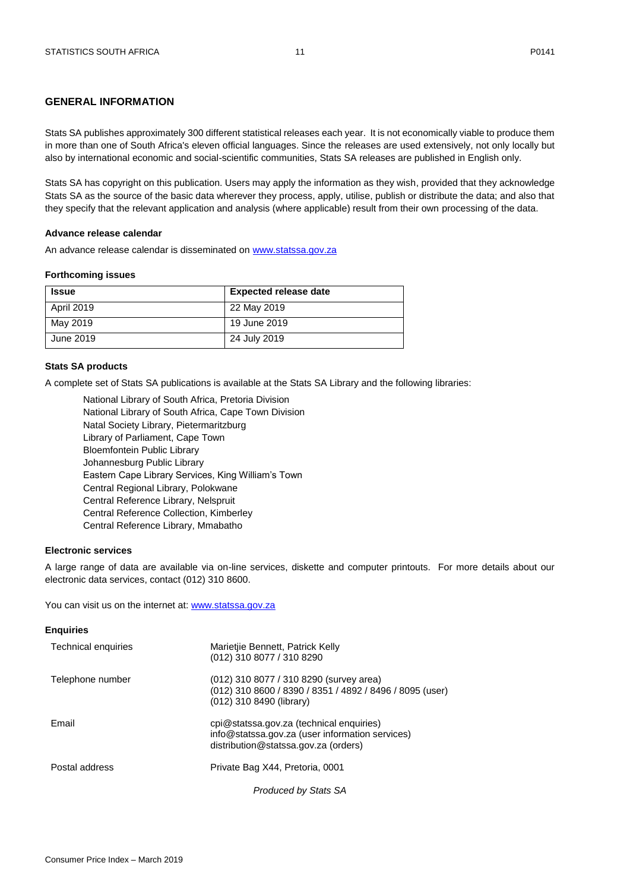## GENERAL INFORMATION

Stats SA publishes approximately 300 different statistical releases each year. It is not economically viable to produce them in more than one of South Africa's eleven official languages. Since the releases are used extensively, not only locally but also by international economic and social-scientific communities, Stats SA releases are published in English only.

Stats SA has copyright on this publication. Users may apply the information as they wish, provided that they acknowledge Stats SA as the source of the basic data wherever they process, apply, utilise, publish or distribute the data; and also that they specify that the relevant application and analysis (where applicable) result from their own processing of the data.

### Advance release calendar

An advance release calendar is disseminated on www.statssa.gov.za

### Forthcoming issues

| Issue | Expected release date |
|---|---|
| April 2019 | 22 May 2019 |
| May 2019 | 19 June 2019 |
| June 2019 | 24 July 2019 |

### Stats SA products

A complete set of Stats SA publications is available at the Stats SA Library and the following libraries:

National Library of South Africa, Pretoria Division
National Library of South Africa, Cape Town Division
Natal Society Library, Pietermaritzburg
Library of Parliament, Cape Town
Bloemfontein Public Library
Johannesburg Public Library
Eastern Cape Library Services, King William's Town
Central Regional Library, Polokwane
Central Reference Library, Nelspruit
Central Reference Collection, Kimberley
Central Reference Library, Mmabatho

### Electronic services

A large range of data are available via on-line services, diskette and computer printouts. For more details about our electronic data services, contact (012) 310 8600.

You can visit us on the internet at: www.statssa.gov.za

### Enquiries

| | |
|---|---|
| Technical enquiries | Marietjie Bennett, Patrick Kelly<br>(012) 310 8077 / 310 8290 |
| Telephone number | (012) 310 8077 / 310 8290 (survey area)<br>(012) 310 8600 / 8390 / 8351 / 4892 / 8496 / 8095 (user)<br>(012) 310 8490 (library) |
| Email | cpi@statssa.gov.za (technical enquiries)<br>info@statssa.gov.za (user information services)<br>distribution@statssa.gov.za (orders) |
| Postal address | Private Bag X44, Pretoria, 0001 |

*Produced by Stats SA*